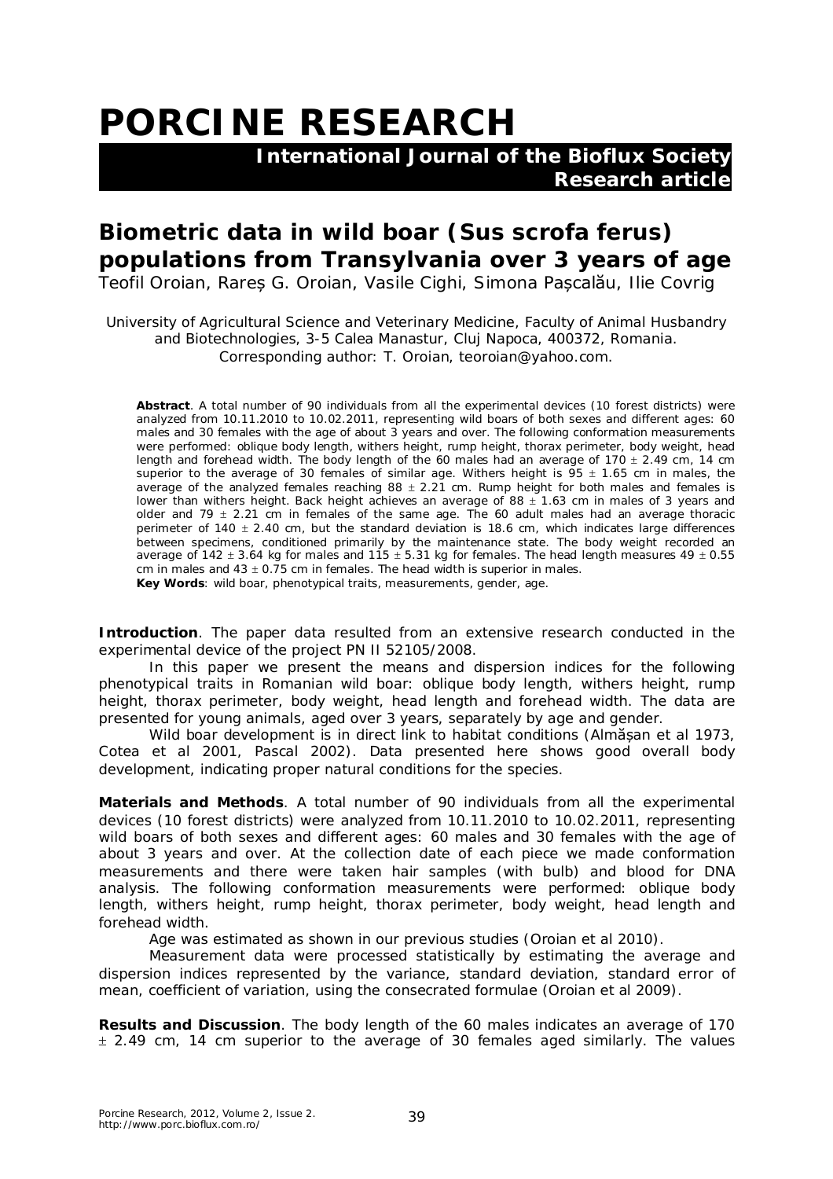# PORCINE RESEARCH

**International Journal of the Bioflux Society**
**Research article**

## Biometric data in wild boar (*Sus scrofa ferus*) populations from Transylvania over 3 years of age

Teofil Oroian, Rareș G. Oroian, Vasile Cighi, Simona Pașcalău, Ilie Covrig

University of Agricultural Science and Veterinary Medicine, Faculty of Animal Husbandry and Biotechnologies, 3-5 Calea Manastur, Cluj Napoca, 400372, Romania. Corresponding author: T. Oroian, teoroian@yahoo.com.

**Abstract**. A total number of 90 individuals from all the experimental devices (10 forest districts) were analyzed from 10.11.2010 to 10.02.2011, representing wild boars of both sexes and different ages: 60 males and 30 females with the age of about 3 years and over. The following conformation measurements were performed: oblique body length, withers height, rump height, thorax perimeter, body weight, head length and forehead width. The body length of the 60 males had an average of 170 ± 2.49 cm, 14 cm superior to the average of 30 females of similar age. Withers height is 95 ± 1.65 cm in males, the average of the analyzed females reaching 88 ± 2.21 cm. Rump height for both males and females is lower than withers height. Back height achieves an average of 88 ± 1.63 cm in males of 3 years and older and 79 ± 2.21 cm in females of the same age. The 60 adult males had an average thoracic perimeter of 140 ± 2.40 cm, but the standard deviation is 18.6 cm, which indicates large differences between specimens, conditioned primarily by the maintenance state. The body weight recorded an average of 142 ± 3.64 kg for males and 115 ± 5.31 kg for females. The head length measures 49 ± 0.55 cm in males and 43 ± 0.75 cm in females. The head width is superior in males.

**Key Words**: wild boar, phenotypical traits, measurements, gender, age.

**Introduction**. The paper data resulted from an extensive research conducted in the experimental device of the project PN II 52105/2008.

In this paper we present the means and dispersion indices for the following phenotypical traits in Romanian wild boar: oblique body length, withers height, rump height, thorax perimeter, body weight, head length and forehead width. The data are presented for young animals, aged over 3 years, separately by age and gender.

Wild boar development is in direct link to habitat conditions (Almășan et al 1973, Cotea et al 2001, Pascal 2002). Data presented here shows good overall body development, indicating proper natural conditions for the species.

**Materials and Methods**. A total number of 90 individuals from all the experimental devices (10 forest districts) were analyzed from 10.11.2010 to 10.02.2011, representing wild boars of both sexes and different ages: 60 males and 30 females with the age of about 3 years and over. At the collection date of each piece we made conformation measurements and there were taken hair samples (with bulb) and blood for DNA analysis. The following conformation measurements were performed: oblique body length, withers height, rump height, thorax perimeter, body weight, head length and forehead width.

Age was estimated as shown in our previous studies (Oroian et al 2010).

Measurement data were processed statistically by estimating the average and dispersion indices represented by the variance, standard deviation, standard error of mean, coefficient of variation, using the consecrated formulae (Oroian et al 2009).

**Results and Discussion**. The body length of the 60 males indicates an average of 170 ± 2.49 cm, 14 cm superior to the average of 30 females aged similarly. The values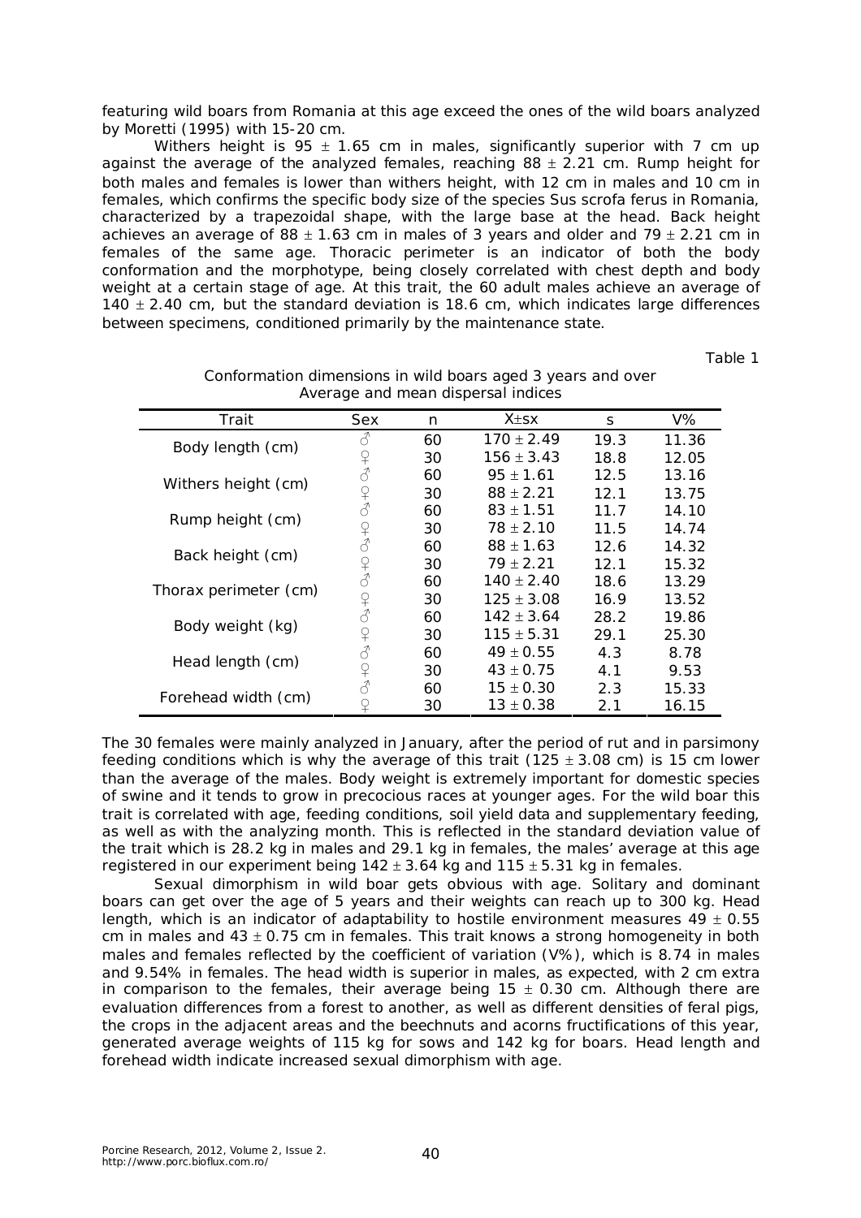featuring wild boars from Romania at this age exceed the ones of the wild boars analyzed by Moretti (1995) with 15-20 cm.

Withers height is 95 ± 1.65 cm in males, significantly superior with 7 cm up against the average of the analyzed females, reaching 88 ± 2.21 cm. Rump height for both males and females is lower than withers height, with 12 cm in males and 10 cm in females, which confirms the specific body size of the species *Sus scrofa ferus* in Romania, characterized by a trapezoidal shape, with the large base at the head. Back height achieves an average of 88 ± 1.63 cm in males of 3 years and older and 79 ± 2.21 cm in females of the same age. Thoracic perimeter is an indicator of both the body conformation and the morphotype, being closely correlated with chest depth and body weight at a certain stage of age. At this trait, the 60 adult males achieve an average of 140 ± 2.40 cm, but the standard deviation is 18.6 cm, which indicates large differences between specimens, conditioned primarily by the maintenance state.

Table 1

Conformation dimensions in wild boars aged 3 years and over
Average and mean dispersal indices

| Trait | Sex | n | X±sx | s | V% |
|---|---|---|---|---|---|
| Body length (cm) | ♂ | 60 | 170 ± 2.49 | 19.3 | 11.36 |
| | ♀ | 30 | 156 ± 3.43 | 18.8 | 12.05 |
| Withers height (cm) | ♂ | 60 | 95 ± 1.61 | 12.5 | 13.16 |
| | ♀ | 30 | 88 ± 2.21 | 12.1 | 13.75 |
| Rump height (cm) | ♂ | 60 | 83 ± 1.51 | 11.7 | 14.10 |
| | ♀ | 30 | 78 ± 2.10 | 11.5 | 14.74 |
| Back height (cm) | ♂ | 60 | 88 ± 1.63 | 12.6 | 14.32 |
| | ♀ | 30 | 79 ± 2.21 | 12.1 | 15.32 |
| Thorax perimeter (cm) | ♂ | 60 | 140 ± 2.40 | 18.6 | 13.29 |
| | ♀ | 30 | 125 ± 3.08 | 16.9 | 13.52 |
| Body weight (kg) | ♂ | 60 | 142 ± 3.64 | 28.2 | 19.86 |
| | ♀ | 30 | 115 ± 5.31 | 29.1 | 25.30 |
| Head length (cm) | ♂ | 60 | 49 ± 0.55 | 4.3 | 8.78 |
| | ♀ | 30 | 43 ± 0.75 | 4.1 | 9.53 |
| Forehead width (cm) | ♂ | 60 | 15 ± 0.30 | 2.3 | 15.33 |
| | ♀ | 30 | 13 ± 0.38 | 2.1 | 16.15 |

The 30 females were mainly analyzed in January, after the period of rut and in parsimony feeding conditions which is why the average of this trait (125 ± 3.08 cm) is 15 cm lower than the average of the males. Body weight is extremely important for domestic species of swine and it tends to grow in precocious races at younger ages. For the wild boar this trait is correlated with age, feeding conditions, soil yield data and supplementary feeding, as well as with the analyzing month. This is reflected in the standard deviation value of the trait which is 28.2 kg in males and 29.1 kg in females, the males' average at this age registered in our experiment being 142 ± 3.64 kg and 115 ± 5.31 kg in females.

Sexual dimorphism in wild boar gets obvious with age. Solitary and dominant boars can get over the age of 5 years and their weights can reach up to 300 kg. Head length, which is an indicator of adaptability to hostile environment measures 49 ± 0.55 cm in males and 43 ± 0.75 cm in females. This trait knows a strong homogeneity in both males and females reflected by the coefficient of variation (V%), which is 8.74 in males and 9.54% in females. The head width is superior in males, as expected, with 2 cm extra in comparison to the females, their average being 15 ± 0.30 cm. Although there are evaluation differences from a forest to another, as well as different densities of feral pigs, the crops in the adjacent areas and the beechnuts and acorns fructifications of this year, generated average weights of 115 kg for sows and 142 kg for boars. Head length and forehead width indicate increased sexual dimorphism with age.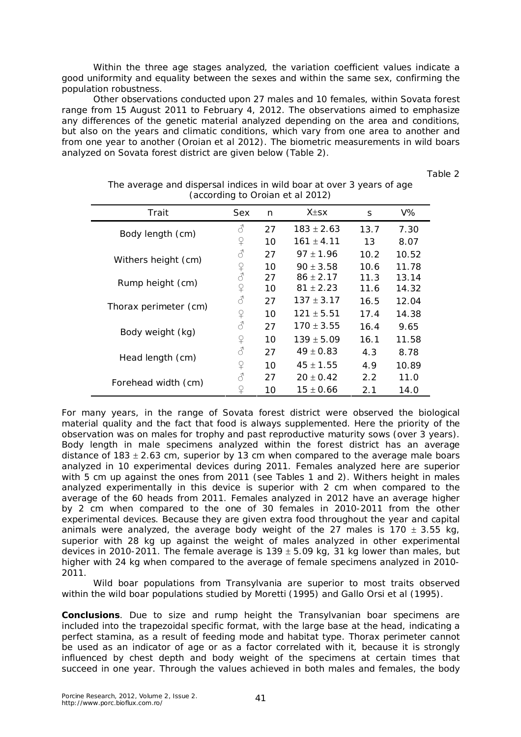Within the three age stages analyzed, the variation coefficient values indicate a good uniformity and equality between the sexes and within the same sex, confirming the population robustness.

Other observations conducted upon 27 males and 10 females, within Sovata forest range from 15 August 2011 to February 4, 2012. The observations aimed to emphasize any differences of the genetic material analyzed depending on the area and conditions, but also on the years and climatic conditions, which vary from one area to another and from one year to another (Oroian et al 2012). The biometric measurements in wild boars analyzed on Sovata forest district are given below (Table 2).

Table 2

The average and dispersal indices in wild boar at over 3 years of age (according to Oroian et al 2012)

| Trait | Sex | n | $X \pm sx$ | s | V% |
|---|---|---|---|---|---|
| Body length (cm) | ♂ | 27 | $183 \pm 2.63$ | 13.7 | 7.30 |
| | ♀ | 10 | $161 \pm 4.11$ | 13 | 8.07 |
| Withers height (cm) | ♂ | 27 | $97 \pm 1.96$ | 10.2 | 10.52 |
| | ♀ | 10 | $90 \pm 3.58$ | 10.6 | 11.78 |
| Rump height (cm) | ♂ | 27 | $86 \pm 2.17$ | 11.3 | 13.14 |
| | ♀ | 10 | $81 \pm 2.23$ | 11.6 | 14.32 |
| Thorax perimeter (cm) | ♂ | 27 | $137 \pm 3.17$ | 16.5 | 12.04 |
| | ♀ | 10 | $121 \pm 5.51$ | 17.4 | 14.38 |
| Body weight (kg) | ♂ | 27 | $170 \pm 3.55$ | 16.4 | 9.65 |
| | ♀ | 10 | $139 \pm 5.09$ | 16.1 | 11.58 |
| Head length (cm) | ♂ | 27 | $49 \pm 0.83$ | 4.3 | 8.78 |
| | ♀ | 10 | $45 \pm 1.55$ | 4.9 | 10.89 |
| Forehead width (cm) | ♂ | 27 | $20 \pm 0.42$ | 2.2 | 11.0 |
| | ♀ | 10 | $15 \pm 0.66$ | 2.1 | 14.0 |

For many years, in the range of Sovata forest district were observed the biological material quality and the fact that food is always supplemented. Here the priority of the observation was on males for trophy and past reproductive maturity sows (over 3 years). Body length in male specimens analyzed within the forest district has an average distance of $183 \pm 2.63$ cm, superior by 13 cm when compared to the average male boars analyzed in 10 experimental devices during 2011. Females analyzed here are superior with 5 cm up against the ones from 2011 (see Tables 1 and 2). Withers height in males analyzed experimentally in this device is superior with 2 cm when compared to the average of the 60 heads from 2011. Females analyzed in 2012 have an average higher by 2 cm when compared to the one of 30 females in 2010-2011 from the other experimental devices. Because they are given extra food throughout the year and capital animals were analyzed, the average body weight of the 27 males is $170 \pm 3.55$ kg, superior with 28 kg up against the weight of males analyzed in other experimental devices in 2010-2011. The female average is $139 \pm 5.09$ kg, 31 kg lower than males, but higher with 24 kg when compared to the average of female specimens analyzed in 2010-2011.

Wild boar populations from Transylvania are superior to most traits observed within the wild boar populations studied by Moretti (1995) and Gallo Orsi et al (1995).

**Conclusions**. Due to size and rump height the Transylvanian boar specimens are included into the trapezoidal specific format, with the large base at the head, indicating a perfect stamina, as a result of feeding mode and habitat type. Thorax perimeter cannot be used as an indicator of age or as a factor correlated with it, because it is strongly influenced by chest depth and body weight of the specimens at certain times that succeed in one year. Through the values achieved in both males and females, the body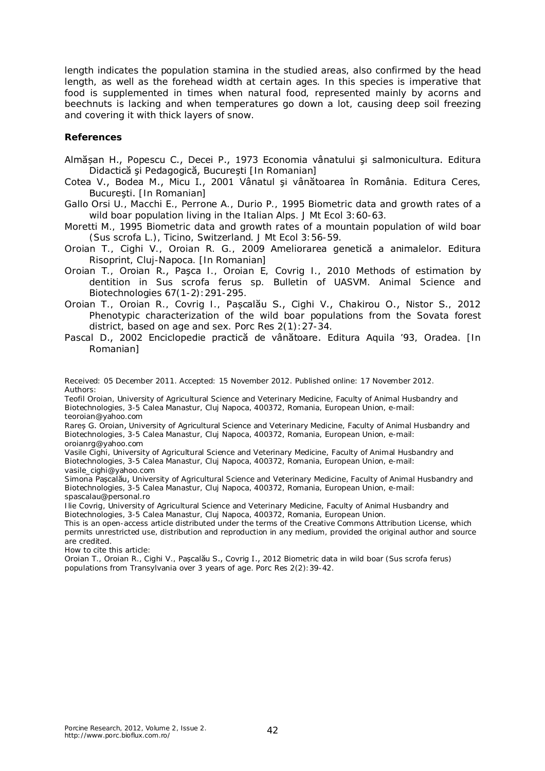length indicates the population stamina in the studied areas, also confirmed by the head length, as well as the forehead width at certain ages. In this species is imperative that food is supplemented in times when natural food, represented mainly by acorns and beechnuts is lacking and when temperatures go down a lot, causing deep soil freezing and covering it with thick layers of snow.

**References**

Almășan H., Popescu C., Decei P., 1973 Economia vânatului şi salmonicultura. Editura Didactică şi Pedagogică, Bucureşti [In Romanian]

Cotea V., Bodea M., Micu I., 2001 Vânatul şi vânătoarea în România. Editura Ceres, Bucureşti. [In Romanian]

Gallo Orsi U., Macchi E., Perrone A., Durio P., 1995 Biometric data and growth rates of a wild boar population living in the Italian Alps. J Mt Ecol 3:60-63.

Moretti M., 1995 Biometric data and growth rates of a mountain population of wild boar (Sus scrofa L.), Ticino, Switzerland. J Mt Ecol 3:56-59.

Oroian T., Cighi V., Oroian R. G., 2009 Ameliorarea genetică a animalelor. Editura Risoprint, Cluj-Napoca. [In Romanian]

Oroian T., Oroian R., Paşca I., Oroian E, Covrig I., 2010 Methods of estimation by dentition in Sus scrofa ferus sp. Bulletin of UASVM. Animal Science and Biotechnologies 67(1-2):291-295.

Oroian T., Oroian R., Covrig I., Pașcalău S., Cighi V., Chakirou O., Nistor S., 2012 Phenotypic characterization of the wild boar populations from the Sovata forest district, based on age and sex. Porc Res 2(1):27-34.

Pascal D., 2002 Enciclopedie practică de vânătoare. Editura Aquila '93, Oradea. [In Romanian]

Received: 05 December 2011. Accepted: 15 November 2012. Published online: 17 November 2012.
Authors:
Teofil Oroian, University of Agricultural Science and Veterinary Medicine, Faculty of Animal Husbandry and Biotechnologies, 3-5 Calea Manastur, Cluj Napoca, 400372, Romania, European Union, e-mail: teoroian@yahoo.com
Rareş G. Oroian, University of Agricultural Science and Veterinary Medicine, Faculty of Animal Husbandry and Biotechnologies, 3-5 Calea Manastur, Cluj Napoca, 400372, Romania, European Union, e-mail: oroianrg@yahoo.com
Vasile Cighi, University of Agricultural Science and Veterinary Medicine, Faculty of Animal Husbandry and Biotechnologies, 3-5 Calea Manastur, Cluj Napoca, 400372, Romania, European Union, e-mail: vasile_cighi@yahoo.com
Simona Pașcalău, University of Agricultural Science and Veterinary Medicine, Faculty of Animal Husbandry and Biotechnologies, 3-5 Calea Manastur, Cluj Napoca, 400372, Romania, European Union, e-mail: spascalau@personal.ro
Ilie Covrig, University of Agricultural Science and Veterinary Medicine, Faculty of Animal Husbandry and Biotechnologies, 3-5 Calea Manastur, Cluj Napoca, 400372, Romania, European Union.
This is an open-access article distributed under the terms of the Creative Commons Attribution License, which permits unrestricted use, distribution and reproduction in any medium, provided the original author and source are credited.
How to cite this article:
Oroian T., Oroian R., Cighi V., Pașcalău S., Covrig I., 2012 Biometric data in wild boar (Sus scrofa ferus) populations from Transylvania over 3 years of age. Porc Res 2(2):39-42.